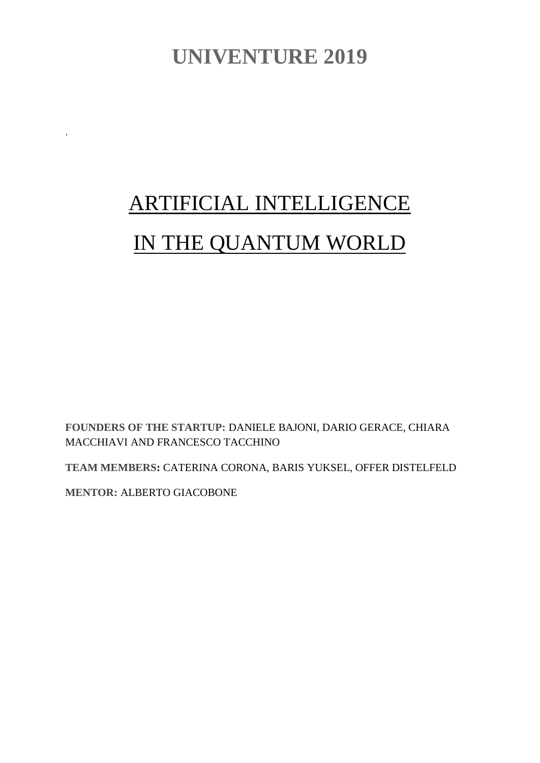# UNIVENTURE 2019

.

## ARTIFICIAL INTELLIGENCE IN THE QUANTUM WORLD

**FOUNDERS OF THE STARTUP:** DANIELE BAJONI, DARIO GERACE, CHIARA MACCHIAVI AND FRANCESCO TACCHINO

**TEAM MEMBERS:** CATERINA CORONA, BARIS YUKSEL, OFFER DISTELFELD

**MENTOR:** ALBERTO GIACOBONE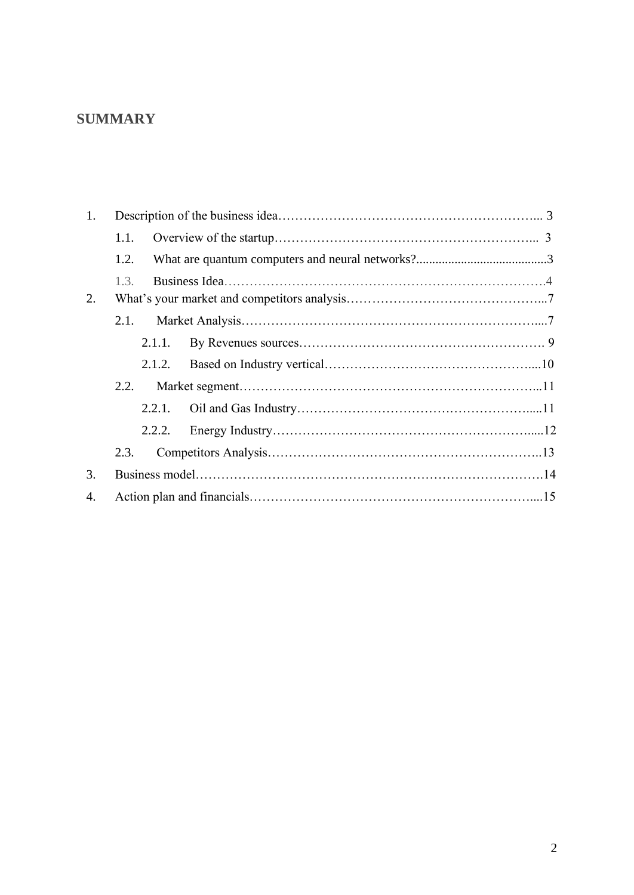# SUMMARY

1. Description of the business idea……………………………………………………... 3
   - 1.1. Overview of the startup…………………………………………………... 3
   - 1.2. What are quantum computers and neural networks?........................................3
   - 1.3. Business Idea……………………………………………………………….4
2. What's your market and competitors analysis………………………………………...7
   - 2.1. Market Analysis……………………………………………………………....7
     - 2.1.1. By Revenues sources…………………………………………………. 9
     - 2.1.2. Based on Industry vertical…………………………………………....10
   - 2.2. Market segment……………………………………………………………...11
     - 2.2.1. Oil and Gas Industry……………………………………………….....11
     - 2.2.2. Energy Industry……………………………………………………......12
   - 2.3. Competitors Analysis………………………………………………………..13
3. Business model…………………………………………………………………….14
4. Action plan and financials……………………………………………………….....15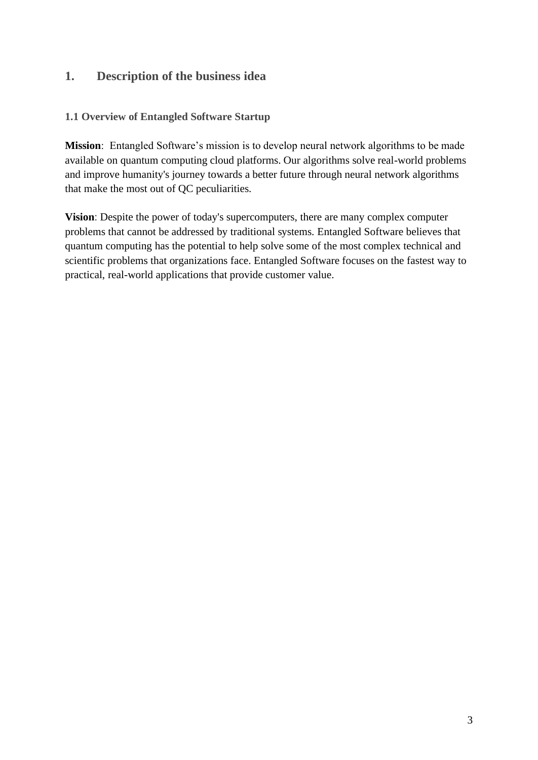# 1. Description of the business idea

## 1.1 Overview of Entangled Software Startup

**Mission**: Entangled Software's mission is to develop neural network algorithms to be made available on quantum computing cloud platforms. Our algorithms solve real-world problems and improve humanity's journey towards a better future through neural network algorithms that make the most out of QC peculiarities.

**Vision**: Despite the power of today's supercomputers, there are many complex computer problems that cannot be addressed by traditional systems. Entangled Software believes that quantum computing has the potential to help solve some of the most complex technical and scientific problems that organizations face. Entangled Software focuses on the fastest way to practical, real-world applications that provide customer value.